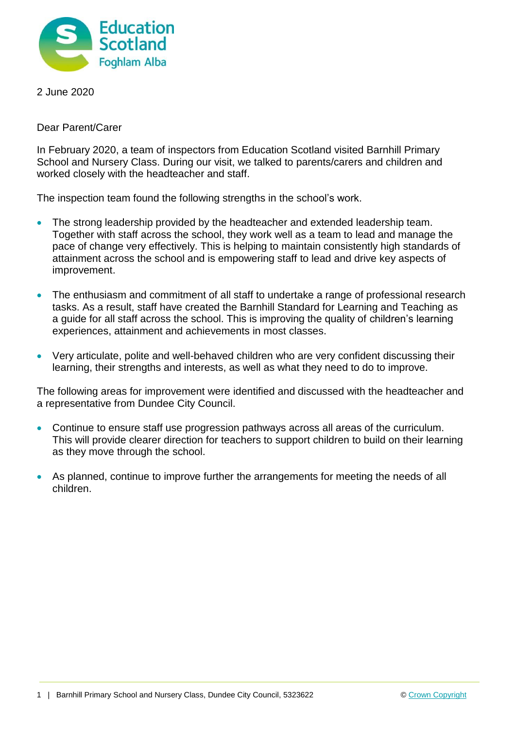2 June 2020

Dear Parent/Carer

In February 2020, a team of inspectors from Education Scotland visited Barnhill Primary School and Nursery Class. During our visit, we talked to parents/carers and children and worked closely with the headteacher and staff.

The inspection team found the following strengths in the school's work.

- The strong leadership provided by the headteacher and extended leadership team. Together with staff across the school, they work well as a team to lead and manage the pace of change very effectively. This is helping to maintain consistently high standards of attainment across the school and is empowering staff to lead and drive key aspects of improvement.
- The enthusiasm and commitment of all staff to undertake a range of professional research tasks. As a result, staff have created the Barnhill Standard for Learning and Teaching as a guide for all staff across the school. This is improving the quality of children's learning experiences, attainment and achievements in most classes.
- Very articulate, polite and well-behaved children who are very confident discussing their learning, their strengths and interests, as well as what they need to do to improve.

The following areas for improvement were identified and discussed with the headteacher and a representative from Dundee City Council.

- Continue to ensure staff use progression pathways across all areas of the curriculum. This will provide clearer direction for teachers to support children to build on their learning as they move through the school.
- As planned, continue to improve further the arrangements for meeting the needs of all children.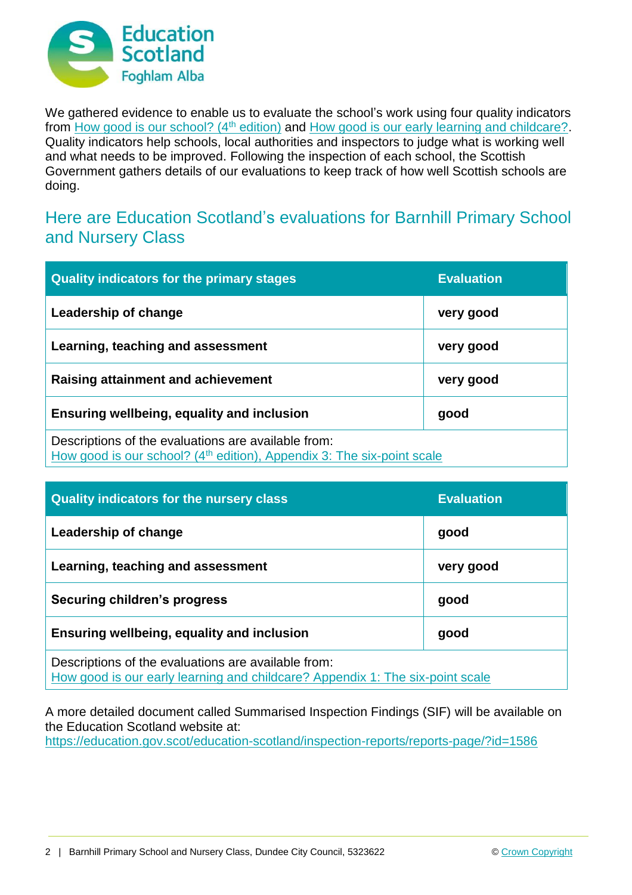Education Scotland
Foghlam Alba

We gathered evidence to enable us to evaluate the school's work using four quality indicators from How good is our school? (4th edition) and How good is our early learning and childcare?. Quality indicators help schools, local authorities and inspectors to judge what is working well and what needs to be improved. Following the inspection of each school, the Scottish Government gathers details of our evaluations to keep track of how well Scottish schools are doing.

## Here are Education Scotland's evaluations for Barnhill Primary School and Nursery Class

| Quality indicators for the primary stages | Evaluation |
| --- | --- |
| **Leadership of change** | **very good** |
| **Learning, teaching and assessment** | **very good** |
| **Raising attainment and achievement** | **very good** |
| **Ensuring wellbeing, equality and inclusion** | **good** |
| Descriptions of the evaluations are available from: How good is our school? (4th edition), Appendix 3: The six-point scale | |

| Quality indicators for the nursery class | Evaluation |
| --- | --- |
| **Leadership of change** | **good** |
| **Learning, teaching and assessment** | **very good** |
| **Securing children's progress** | **good** |
| **Ensuring wellbeing, equality and inclusion** | **good** |
| Descriptions of the evaluations are available from: How good is our early learning and childcare? Appendix 1: The six-point scale | |

A more detailed document called Summarised Inspection Findings (SIF) will be available on the Education Scotland website at:
https://education.gov.scot/education-scotland/inspection-reports/reports-page/?id=1586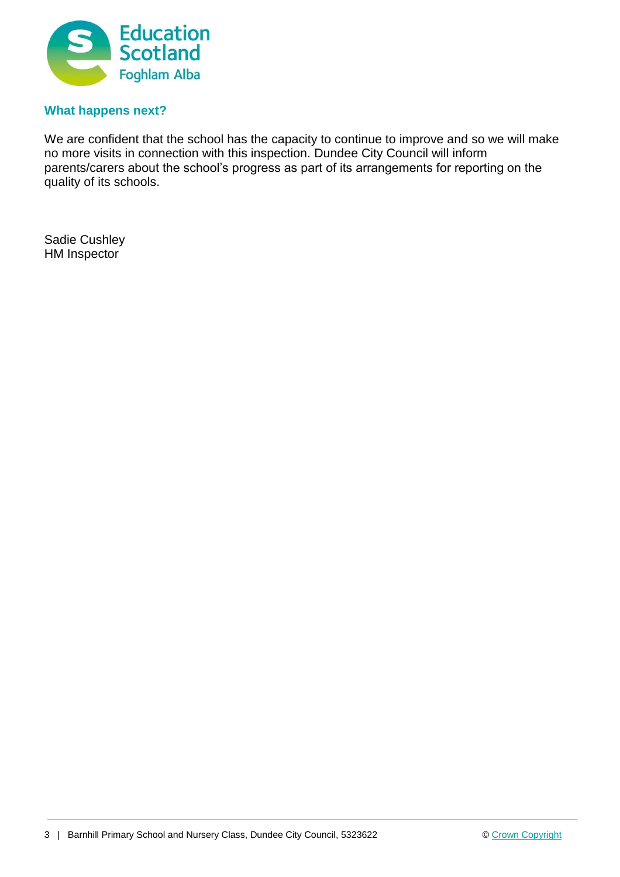## What happens next?

We are confident that the school has the capacity to continue to improve and so we will make no more visits in connection with this inspection. Dundee City Council will inform parents/carers about the school's progress as part of its arrangements for reporting on the quality of its schools.

Sadie Cushley
HM Inspector